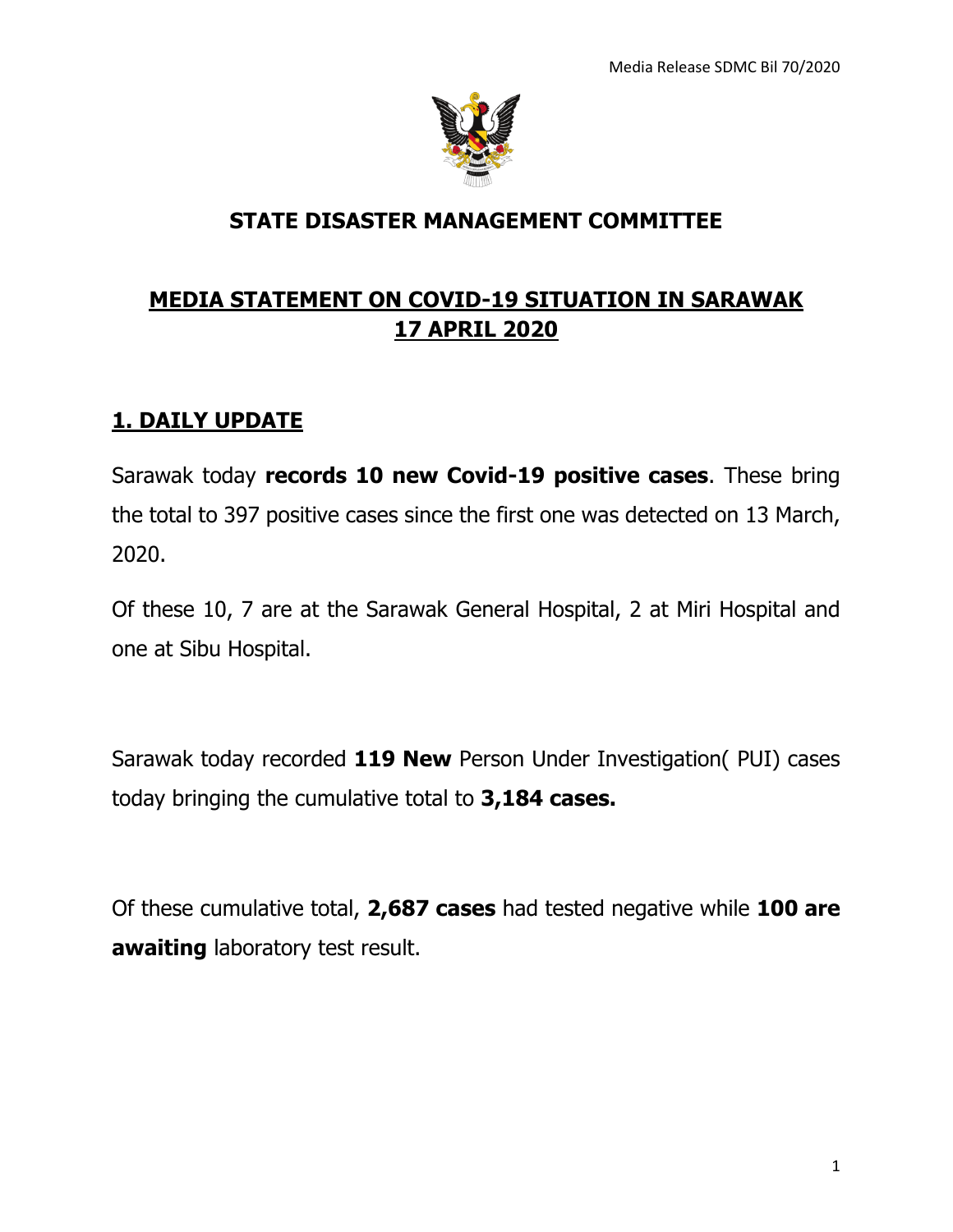Media Release SDMC Bil 70/2020

# STATE DISASTER MANAGEMENT COMMITTEE

## MEDIA STATEMENT ON COVID-19 SITUATION IN SARAWAK 17 APRIL 2020

### 1. DAILY UPDATE

Sarawak today **records 10 new Covid-19 positive cases**. These bring the total to 397 positive cases since the first one was detected on 13 March, 2020.

Of these 10, 7 are at the Sarawak General Hospital, 2 at Miri Hospital and one at Sibu Hospital.

Sarawak today recorded **119 New** Person Under Investigation( PUI) cases today bringing the cumulative total to **3,184 cases.**

Of these cumulative total, **2,687 cases** had tested negative while **100 are awaiting** laboratory test result.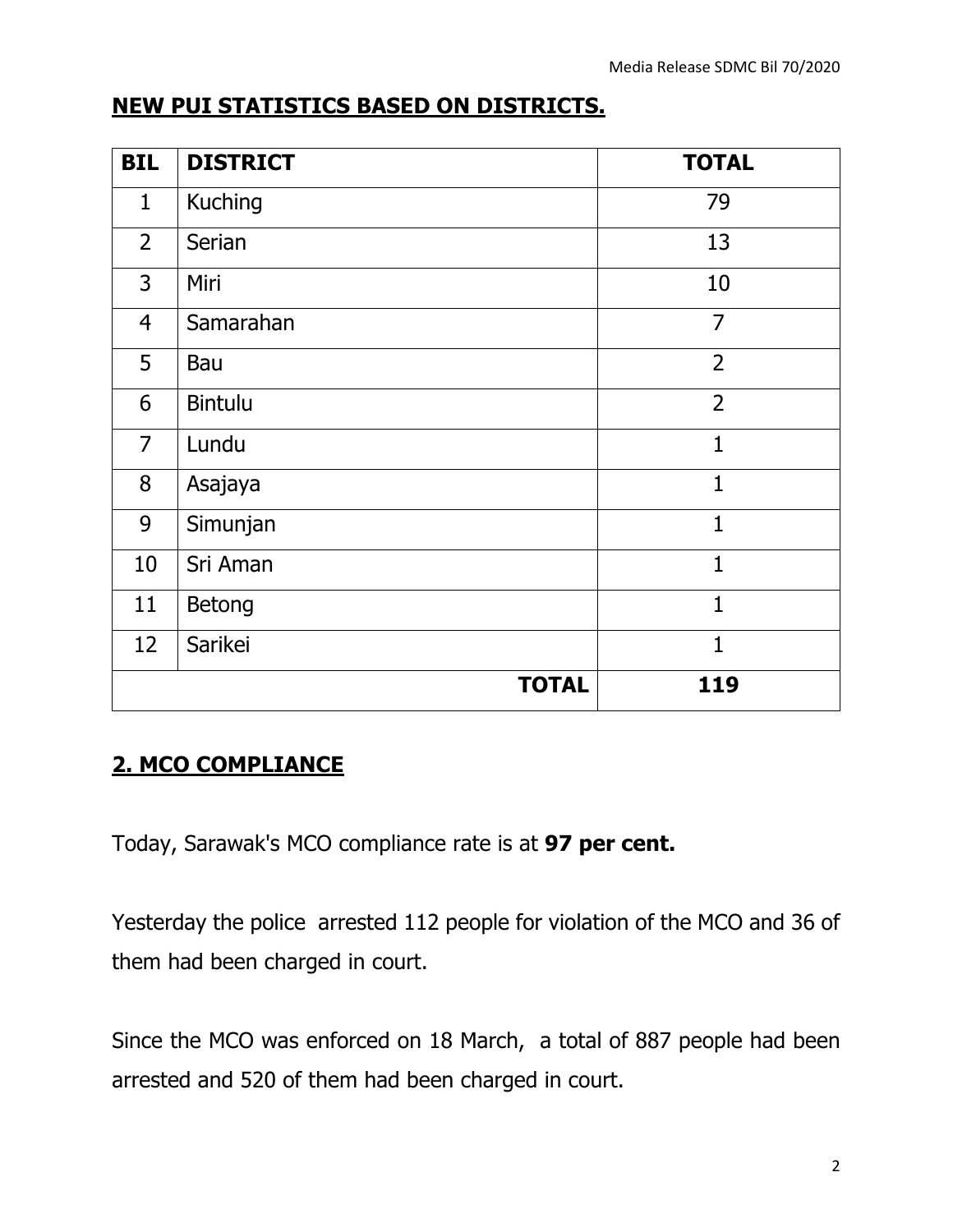## NEW PUI STATISTICS BASED ON DISTRICTS.

| BIL | DISTRICT | TOTAL |
|---|---|---|
| 1 | Kuching | 79 |
| 2 | Serian | 13 |
| 3 | Miri | 10 |
| 4 | Samarahan | 7 |
| 5 | Bau | 2 |
| 6 | Bintulu | 2 |
| 7 | Lundu | 1 |
| 8 | Asajaya | 1 |
| 9 | Simunjan | 1 |
| 10 | Sri Aman | 1 |
| 11 | Betong | 1 |
| 12 | Sarikei | 1 |
| | **TOTAL** | **119** |

## 2. MCO COMPLIANCE

Today, Sarawak's MCO compliance rate is at **97 per cent.**

Yesterday the police arrested 112 people for violation of the MCO and 36 of them had been charged in court.

Since the MCO was enforced on 18 March, a total of 887 people had been arrested and 520 of them had been charged in court.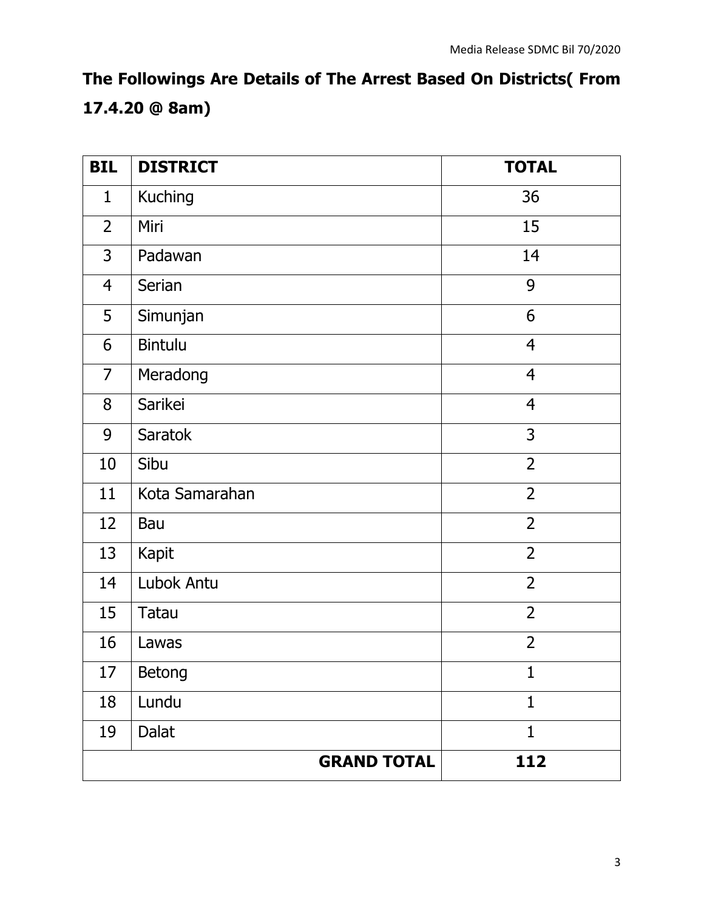## The Followings Are Details of The Arrest Based On Districts( From 17.4.20 @ 8am)

| BIL | DISTRICT | TOTAL |
|---|---|---|
| 1 | Kuching | 36 |
| 2 | Miri | 15 |
| 3 | Padawan | 14 |
| 4 | Serian | 9 |
| 5 | Simunjan | 6 |
| 6 | Bintulu | 4 |
| 7 | Meradong | 4 |
| 8 | Sarikei | 4 |
| 9 | Saratok | 3 |
| 10 | Sibu | 2 |
| 11 | Kota Samarahan | 2 |
| 12 | Bau | 2 |
| 13 | Kapit | 2 |
| 14 | Lubok Antu | 2 |
| 15 | Tatau | 2 |
| 16 | Lawas | 2 |
| 17 | Betong | 1 |
| 18 | Lundu | 1 |
| 19 | Dalat | 1 |
| | **GRAND TOTAL** | **112** |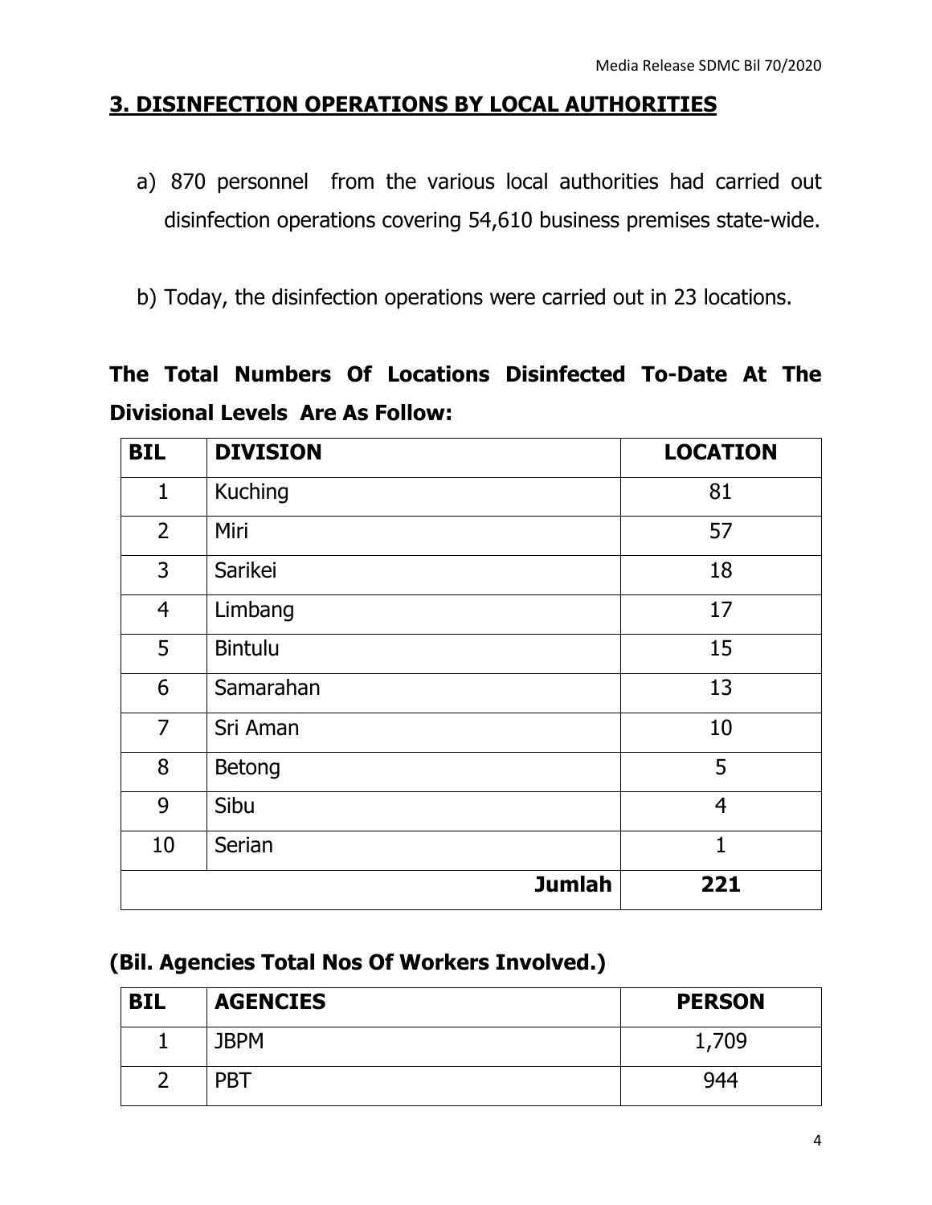## 3. DISINFECTION OPERATIONS BY LOCAL AUTHORITIES

a) 870 personnel from the various local authorities had carried out disinfection operations covering 54,610 business premises state-wide.

b) Today, the disinfection operations were carried out in 23 locations.

**The Total Numbers Of Locations Disinfected To-Date At The Divisional Levels Are As Follow:**

| BIL | DIVISION | LOCATION |
|---|---|---|
| 1 | Kuching | 81 |
| 2 | Miri | 57 |
| 3 | Sarikei | 18 |
| 4 | Limbang | 17 |
| 5 | Bintulu | 15 |
| 6 | Samarahan | 13 |
| 7 | Sri Aman | 10 |
| 8 | Betong | 5 |
| 9 | Sibu | 4 |
| 10 | Serian | 1 |
| | **Jumlah** | **221** |

**(Bil. Agencies Total Nos Of Workers Involved.)**

| BIL | AGENCIES | PERSON |
|---|---|---|
| 1 | JBPM | 1,709 |
| 2 | PBT | 944 |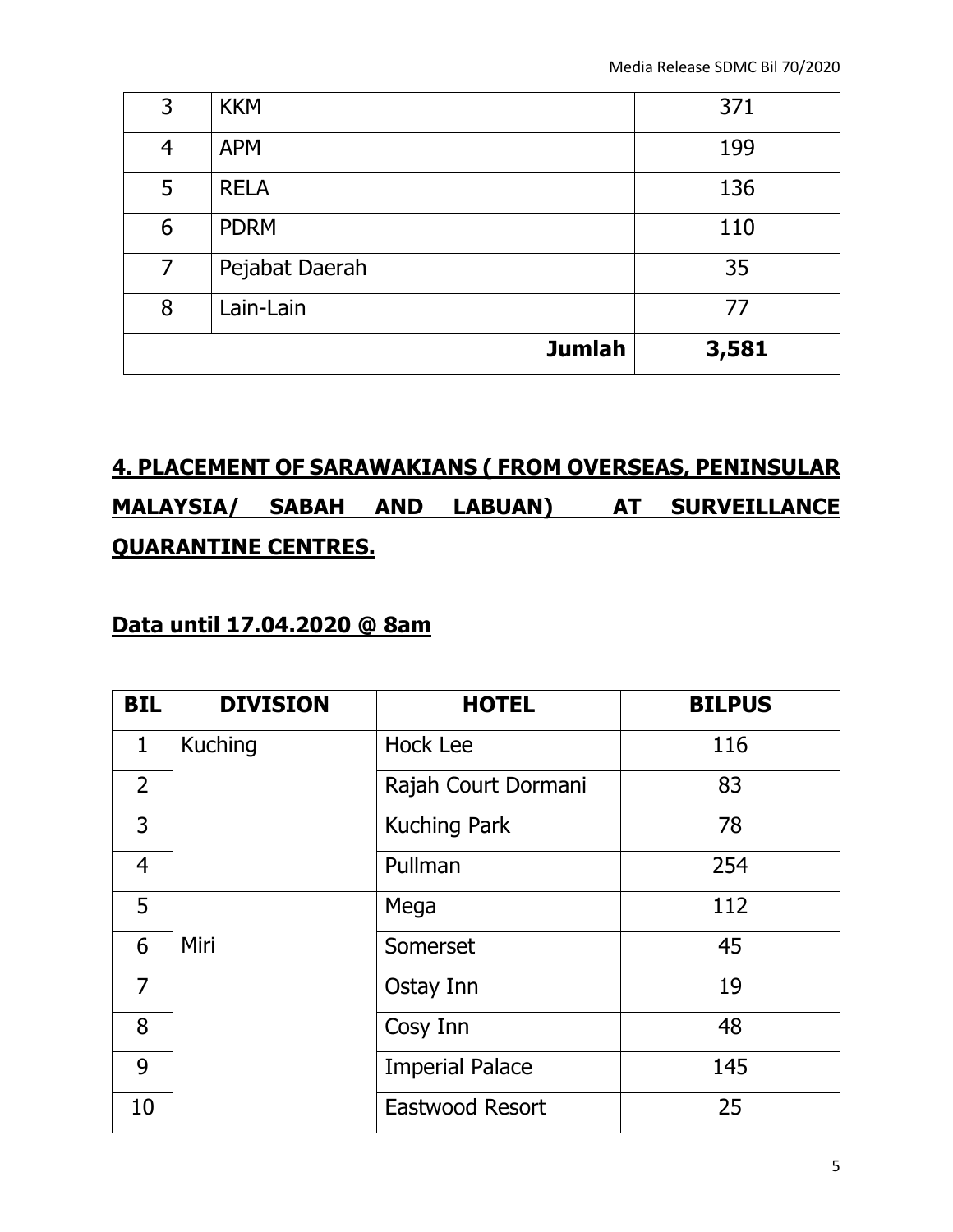| 3 | KKM | 371 |
|---|---|---|
| 4 | APM | 199 |
| 5 | RELA | 136 |
| 6 | PDRM | 110 |
| 7 | Pejabat Daerah | 35 |
| 8 | Lain-Lain | 77 |
| | **Jumlah** | **3,581** |

## 4. PLACEMENT OF SARAWAKIANS ( FROM OVERSEAS, PENINSULAR MALAYSIA/ SABAH AND LABUAN) AT SURVEILLANCE QUARANTINE CENTRES.

## Data until 17.04.2020 @ 8am

| BIL | DIVISION | HOTEL | BILPUS |
|---|---|---|---|
| 1 | Kuching | Hock Lee | 116 |
| 2 | | Rajah Court Dormani | 83 |
| 3 | | Kuching Park | 78 |
| 4 | | Pullman | 254 |
| 5 | Miri | Mega | 112 |
| 6 | | Somerset | 45 |
| 7 | | Ostay Inn | 19 |
| 8 | | Cosy Inn | 48 |
| 9 | | Imperial Palace | 145 |
| 10 | | Eastwood Resort | 25 |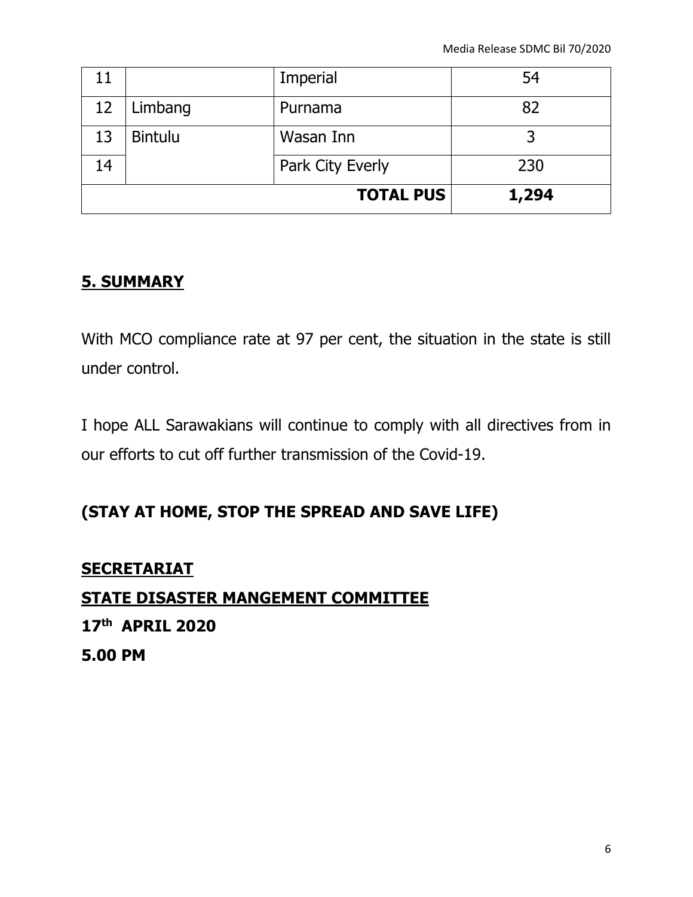| | | | |
|---|---|---|---|
| 11 | | Imperial | 54 |
| 12 | Limbang | Purnama | 82 |
| 13 | Bintulu | Wasan Inn | 3 |
| 14 | | Park City Everly | 230 |
| | | **TOTAL PUS** | **1,294** |

## 5. SUMMARY

With MCO compliance rate at 97 per cent, the situation in the state is still under control.

I hope ALL Sarawakians will continue to comply with all directives from in our efforts to cut off further transmission of the Covid-19.

**(STAY AT HOME, STOP THE SPREAD AND SAVE LIFE)**

**SECRETARIAT**

**STATE DISASTER MANGEMENT COMMITTEE**

**17th APRIL 2020**

**5.00 PM**